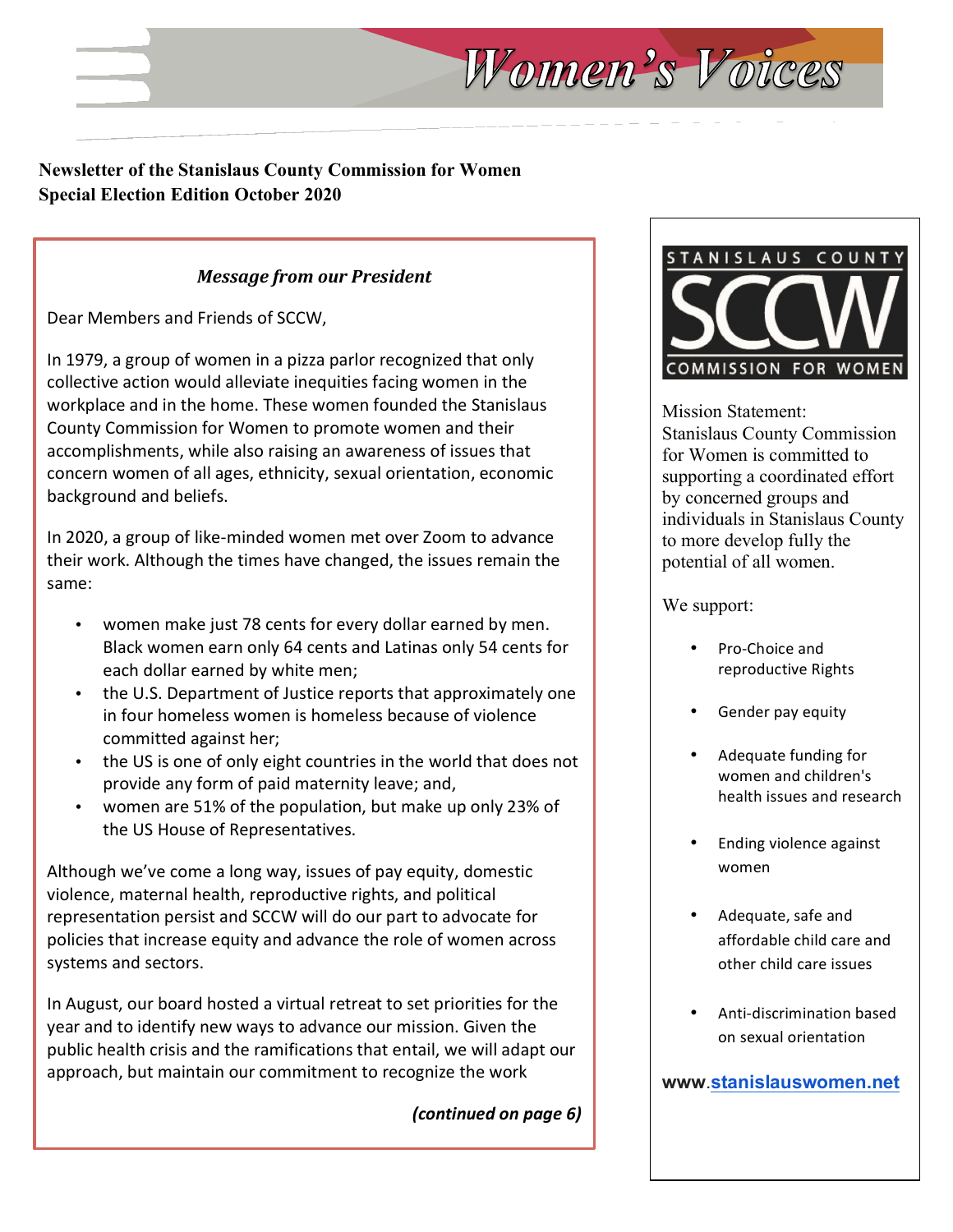# Women's Voices

**Newsletter of the Stanislaus County Commission for Women**
**Special Election Edition October 2020**

### *Message from our President*

Dear Members and Friends of SCCW,

In 1979, a group of women in a pizza parlor recognized that only collective action would alleviate inequities facing women in the workplace and in the home. These women founded the Stanislaus County Commission for Women to promote women and their accomplishments, while also raising an awareness of issues that concern women of all ages, ethnicity, sexual orientation, economic background and beliefs.

In 2020, a group of like-minded women met over Zoom to advance their work. Although the times have changed, the issues remain the same:

- women make just 78 cents for every dollar earned by men. Black women earn only 64 cents and Latinas only 54 cents for each dollar earned by white men;
- the U.S. Department of Justice reports that approximately one in four homeless women is homeless because of violence committed against her;
- the US is one of only eight countries in the world that does not provide any form of paid maternity leave; and,
- women are 51% of the population, but make up only 23% of the US House of Representatives.

Although we've come a long way, issues of pay equity, domestic violence, maternal health, reproductive rights, and political representation persist and SCCW will do our part to advocate for policies that increase equity and advance the role of women across systems and sectors.

In August, our board hosted a virtual retreat to set priorities for the year and to identify new ways to advance our mission. Given the public health crisis and the ramifications that entail, we will adapt our approach, but maintain our commitment to recognize the work

***(continued on page 6)***

---

STANISLAUS COUNTY SCCW COMMISSION FOR WOMEN

Mission Statement:
Stanislaus County Commission for Women is committed to supporting a coordinated effort by concerned groups and individuals in Stanislaus County to more develop fully the potential of all women.

We support:

- Pro-Choice and reproductive Rights
- Gender pay equity
- Adequate funding for women and children's health issues and research
- Ending violence against women
- Adequate, safe and affordable child care and other child care issues
- Anti-discrimination based on sexual orientation

**www.stanislauswomen.net**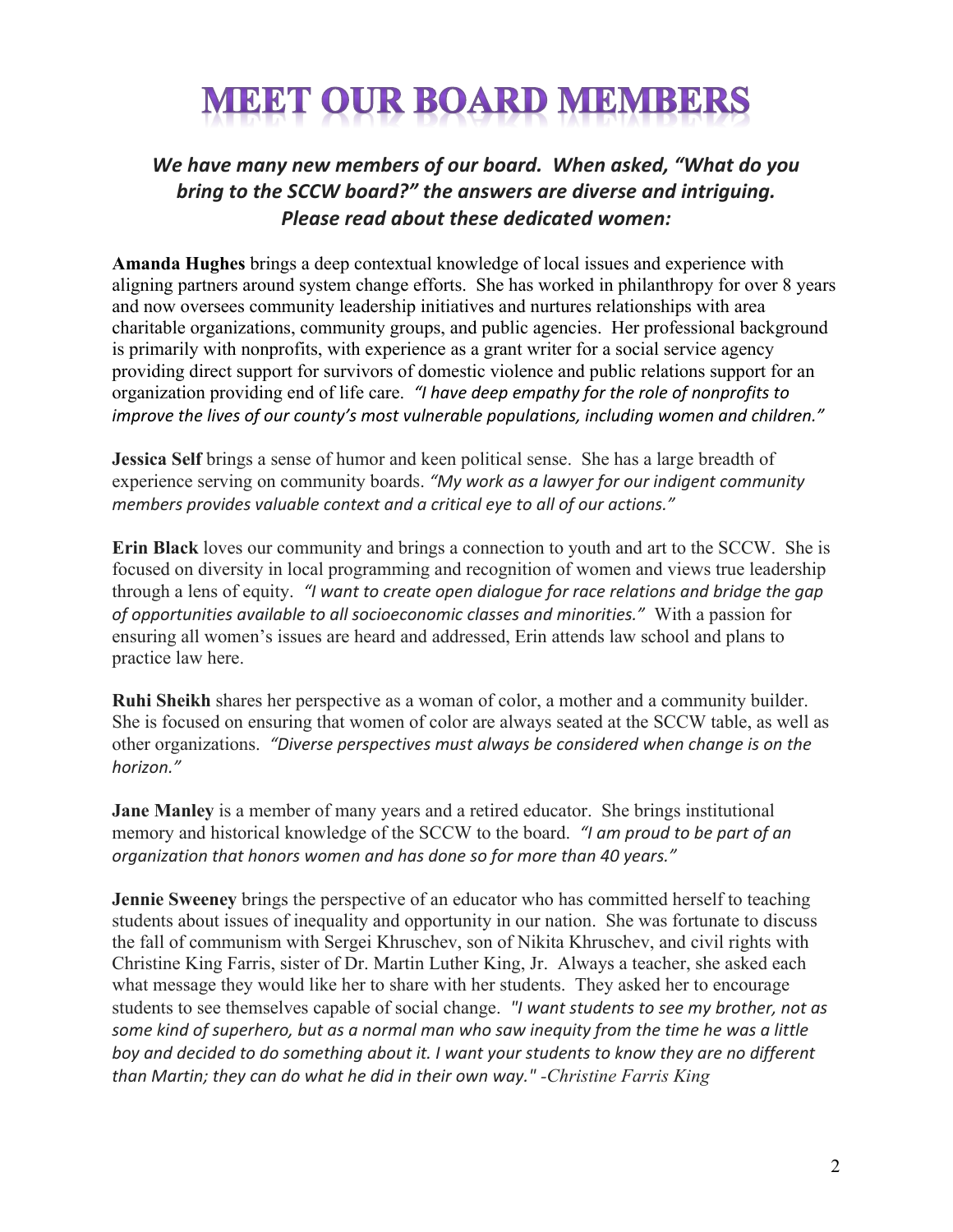# MEET OUR BOARD MEMBERS

***We have many new members of our board. When asked, "What do you bring to the SCCW board?" the answers are diverse and intriguing. Please read about these dedicated women:***

**Amanda Hughes** brings a deep contextual knowledge of local issues and experience with aligning partners around system change efforts. She has worked in philanthropy for over 8 years and now oversees community leadership initiatives and nurtures relationships with area charitable organizations, community groups, and public agencies. Her professional background is primarily with nonprofits, with experience as a grant writer for a social service agency providing direct support for survivors of domestic violence and public relations support for an organization providing end of life care. *"I have deep empathy for the role of nonprofits to improve the lives of our county's most vulnerable populations, including women and children."*

**Jessica Self** brings a sense of humor and keen political sense. She has a large breadth of experience serving on community boards. *"My work as a lawyer for our indigent community members provides valuable context and a critical eye to all of our actions."*

**Erin Black** loves our community and brings a connection to youth and art to the SCCW. She is focused on diversity in local programming and recognition of women and views true leadership through a lens of equity. *"I want to create open dialogue for race relations and bridge the gap of opportunities available to all socioeconomic classes and minorities."* With a passion for ensuring all women's issues are heard and addressed, Erin attends law school and plans to practice law here.

**Ruhi Sheikh** shares her perspective as a woman of color, a mother and a community builder. She is focused on ensuring that women of color are always seated at the SCCW table, as well as other organizations. *"Diverse perspectives must always be considered when change is on the horizon."*

**Jane Manley** is a member of many years and a retired educator. She brings institutional memory and historical knowledge of the SCCW to the board. *"I am proud to be part of an organization that honors women and has done so for more than 40 years."*

**Jennie Sweeney** brings the perspective of an educator who has committed herself to teaching students about issues of inequality and opportunity in our nation. She was fortunate to discuss the fall of communism with Sergei Khruschev, son of Nikita Khruschev, and civil rights with Christine King Farris, sister of Dr. Martin Luther King, Jr. Always a teacher, she asked each what message they would like her to share with her students. They asked her to encourage students to see themselves capable of social change. *"I want students to see my brother, not as some kind of superhero, but as a normal man who saw inequity from the time he was a little boy and decided to do something about it. I want your students to know they are no different than Martin; they can do what he did in their own way." -Christine Farris King*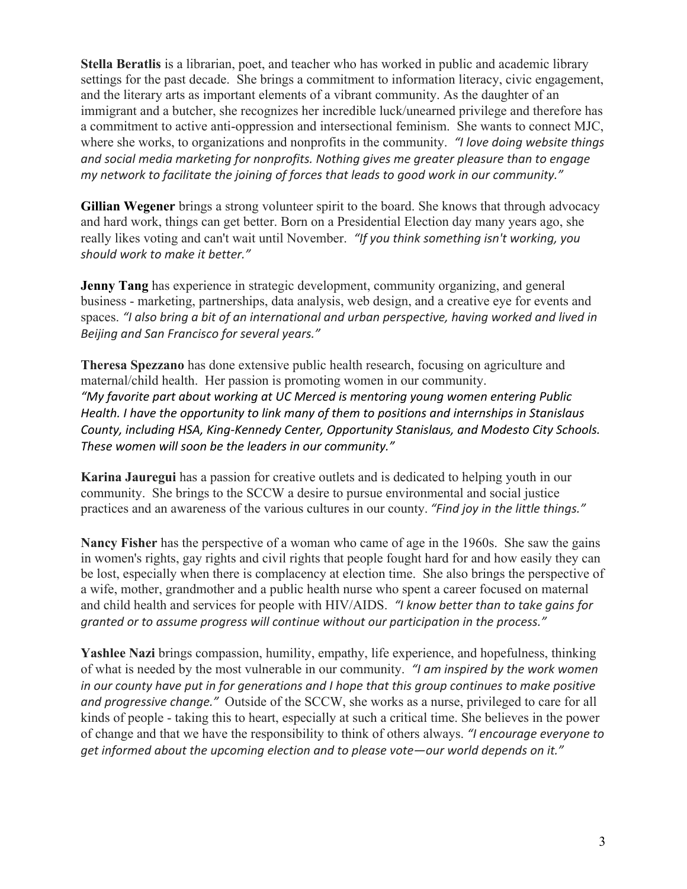**Stella Beratlis** is a librarian, poet, and teacher who has worked in public and academic library settings for the past decade. She brings a commitment to information literacy, civic engagement, and the literary arts as important elements of a vibrant community. As the daughter of an immigrant and a butcher, she recognizes her incredible luck/unearned privilege and therefore has a commitment to active anti-oppression and intersectional feminism. She wants to connect MJC, where she works, to organizations and nonprofits in the community. *"I love doing website things and social media marketing for nonprofits. Nothing gives me greater pleasure than to engage my network to facilitate the joining of forces that leads to good work in our community."*

**Gillian Wegener** brings a strong volunteer spirit to the board. She knows that through advocacy and hard work, things can get better. Born on a Presidential Election day many years ago, she really likes voting and can't wait until November. *"If you think something isn't working, you should work to make it better."*

**Jenny Tang** has experience in strategic development, community organizing, and general business - marketing, partnerships, data analysis, web design, and a creative eye for events and spaces. *"I also bring a bit of an international and urban perspective, having worked and lived in Beijing and San Francisco for several years."*

**Theresa Spezzano** has done extensive public health research, focusing on agriculture and maternal/child health. Her passion is promoting women in our community. *"My favorite part about working at UC Merced is mentoring young women entering Public Health. I have the opportunity to link many of them to positions and internships in Stanislaus County, including HSA, King-Kennedy Center, Opportunity Stanislaus, and Modesto City Schools. These women will soon be the leaders in our community."*

**Karina Jauregui** has a passion for creative outlets and is dedicated to helping youth in our community. She brings to the SCCW a desire to pursue environmental and social justice practices and an awareness of the various cultures in our county. *"Find joy in the little things."*

**Nancy Fisher** has the perspective of a woman who came of age in the 1960s. She saw the gains in women's rights, gay rights and civil rights that people fought hard for and how easily they can be lost, especially when there is complacency at election time. She also brings the perspective of a wife, mother, grandmother and a public health nurse who spent a career focused on maternal and child health and services for people with HIV/AIDS. *"I know better than to take gains for granted or to assume progress will continue without our participation in the process."*

**Yashlee Nazi** brings compassion, humility, empathy, life experience, and hopefulness, thinking of what is needed by the most vulnerable in our community. *"I am inspired by the work women in our county have put in for generations and I hope that this group continues to make positive and progressive change."* Outside of the SCCW, she works as a nurse, privileged to care for all kinds of people - taking this to heart, especially at such a critical time. She believes in the power of change and that we have the responsibility to think of others always. *"I encourage everyone to get informed about the upcoming election and to please vote—our world depends on it."*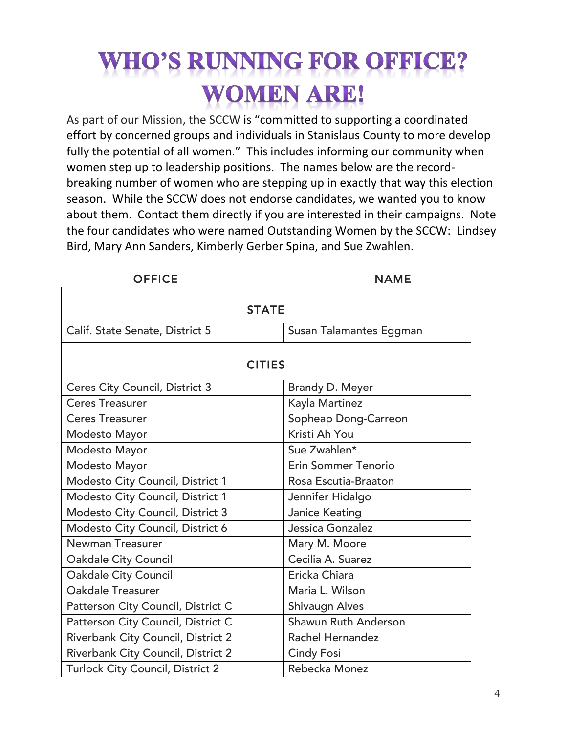# WHO'S RUNNING FOR OFFICE? WOMEN ARE!

As part of our Mission, the SCCW is "committed to supporting a coordinated effort by concerned groups and individuals in Stanislaus County to more develop fully the potential of all women." This includes informing our community when women step up to leadership positions. The names below are the record-breaking number of women who are stepping up in exactly that way this election season. While the SCCW does not endorse candidates, we wanted you to know about them. Contact them directly if you are interested in their campaigns. Note the four candidates who were named Outstanding Women by the SCCW: Lindsey Bird, Mary Ann Sanders, Kimberly Gerber Spina, and Sue Zwahlen.

| OFFICE | NAME |
|---|---|
| **STATE** | |
| Calif. State Senate, District 5 | Susan Talamantes Eggman |
| **CITIES** | |
| Ceres City Council, District 3 | Brandy D. Meyer |
| Ceres Treasurer | Kayla Martinez |
| Ceres Treasurer | Sopheap Dong-Carreon |
| Modesto Mayor | Kristi Ah You |
| Modesto Mayor | Sue Zwahlen* |
| Modesto Mayor | Erin Sommer Tenorio |
| Modesto City Council, District 1 | Rosa Escutia-Braaton |
| Modesto City Council, District 1 | Jennifer Hidalgo |
| Modesto City Council, District 3 | Janice Keating |
| Modesto City Council, District 6 | Jessica Gonzalez |
| Newman Treasurer | Mary M. Moore |
| Oakdale City Council | Cecilia A. Suarez |
| Oakdale City Council | Ericka Chiara |
| Oakdale Treasurer | Maria L. Wilson |
| Patterson City Council, District C | Shivaugn Alves |
| Patterson City Council, District C | Shawun Ruth Anderson |
| Riverbank City Council, District 2 | Rachel Hernandez |
| Riverbank City Council, District 2 | Cindy Fosi |
| Turlock City Council, District 2 | Rebecka Monez |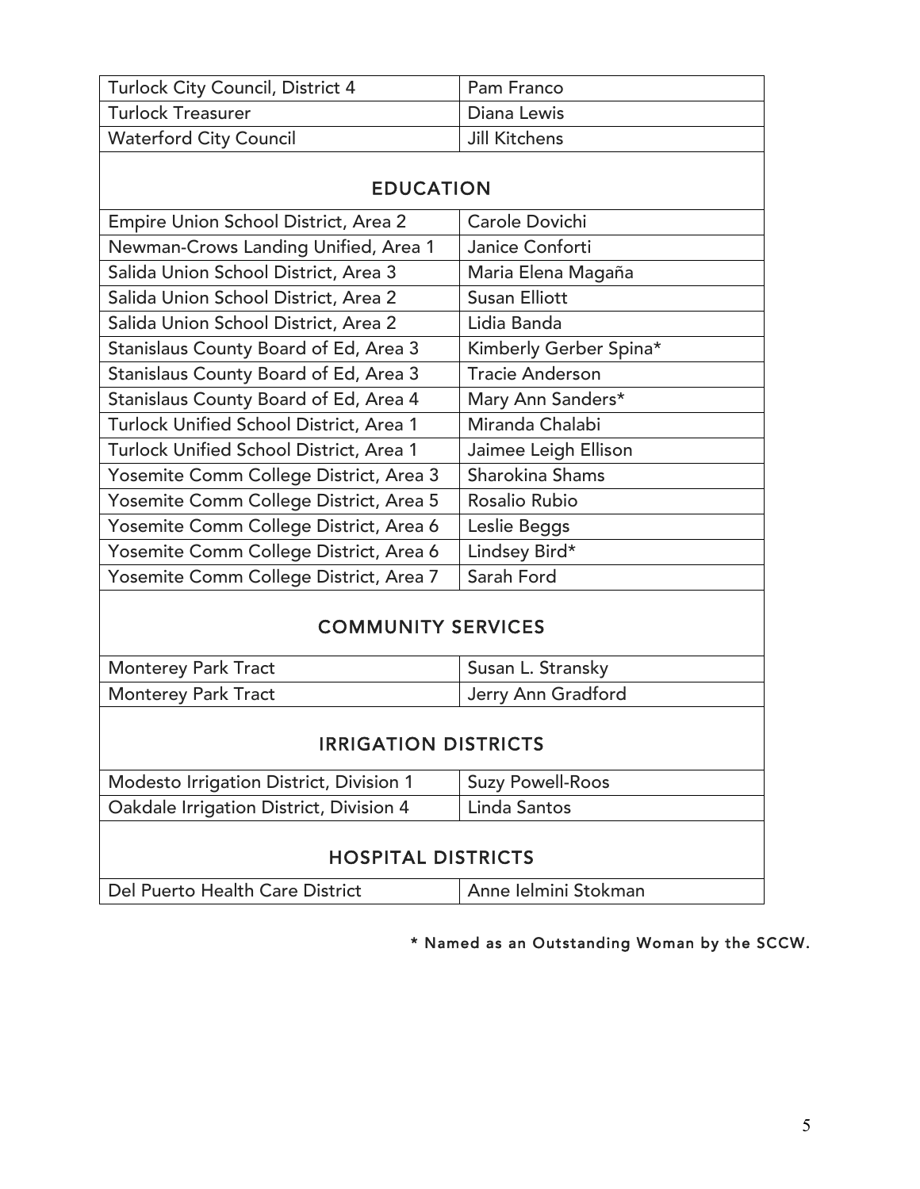| | |
|---|---|
| Turlock City Council, District 4 | Pam Franco |
| Turlock Treasurer | Diana Lewis |
| Waterford City Council | Jill Kitchens |

## EDUCATION

| | |
|---|---|
| Empire Union School District, Area 2 | Carole Dovichi |
| Newman-Crows Landing Unified, Area 1 | Janice Conforti |
| Salida Union School District, Area 3 | Maria Elena Magaña |
| Salida Union School District, Area 2 | Susan Elliott |
| Salida Union School District, Area 2 | Lidia Banda |
| Stanislaus County Board of Ed, Area 3 | Kimberly Gerber Spina* |
| Stanislaus County Board of Ed, Area 3 | Tracie Anderson |
| Stanislaus County Board of Ed, Area 4 | Mary Ann Sanders* |
| Turlock Unified School District, Area 1 | Miranda Chalabi |
| Turlock Unified School District, Area 1 | Jaimee Leigh Ellison |
| Yosemite Comm College District, Area 3 | Sharokina Shams |
| Yosemite Comm College District, Area 5 | Rosalio Rubio |
| Yosemite Comm College District, Area 6 | Leslie Beggs |
| Yosemite Comm College District, Area 6 | Lindsey Bird* |
| Yosemite Comm College District, Area 7 | Sarah Ford |

## COMMUNITY SERVICES

| | |
|---|---|
| Monterey Park Tract | Susan L. Stransky |
| Monterey Park Tract | Jerry Ann Gradford |

## IRRIGATION DISTRICTS

| | |
|---|---|
| Modesto Irrigation District, Division 1 | Suzy Powell-Roos |
| Oakdale Irrigation District, Division 4 | Linda Santos |

## HOSPITAL DISTRICTS

| | |
|---|---|
| Del Puerto Health Care District | Anne Ielmini Stokman |

* Named as an Outstanding Woman by the SCCW.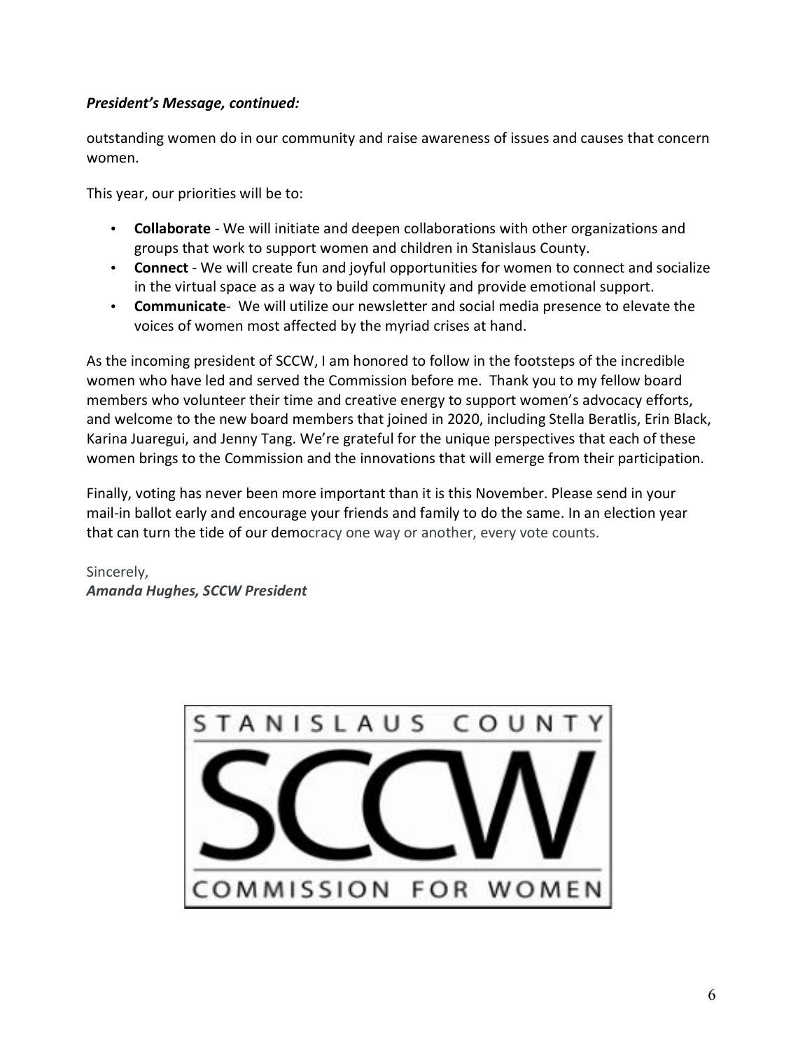***President's Message, continued:***

outstanding women do in our community and raise awareness of issues and causes that concern women.

This year, our priorities will be to:

- **Collaborate** - We will initiate and deepen collaborations with other organizations and groups that work to support women and children in Stanislaus County.
- **Connect** - We will create fun and joyful opportunities for women to connect and socialize in the virtual space as a way to build community and provide emotional support.
- **Communicate**- We will utilize our newsletter and social media presence to elevate the voices of women most affected by the myriad crises at hand.

As the incoming president of SCCW, I am honored to follow in the footsteps of the incredible women who have led and served the Commission before me. Thank you to my fellow board members who volunteer their time and creative energy to support women's advocacy efforts, and welcome to the new board members that joined in 2020, including Stella Beratlis, Erin Black, Karina Juaregui, and Jenny Tang. We're grateful for the unique perspectives that each of these women brings to the Commission and the innovations that will emerge from their participation.

Finally, voting has never been more important than it is this November. Please send in your mail-in ballot early and encourage your friends and family to do the same. In an election year that can turn the tide of our democracy one way or another, every vote counts.

Sincerely,
***Amanda Hughes, SCCW President***

STANISLAUS COUNTY

SCCW

COMMISSION FOR WOMEN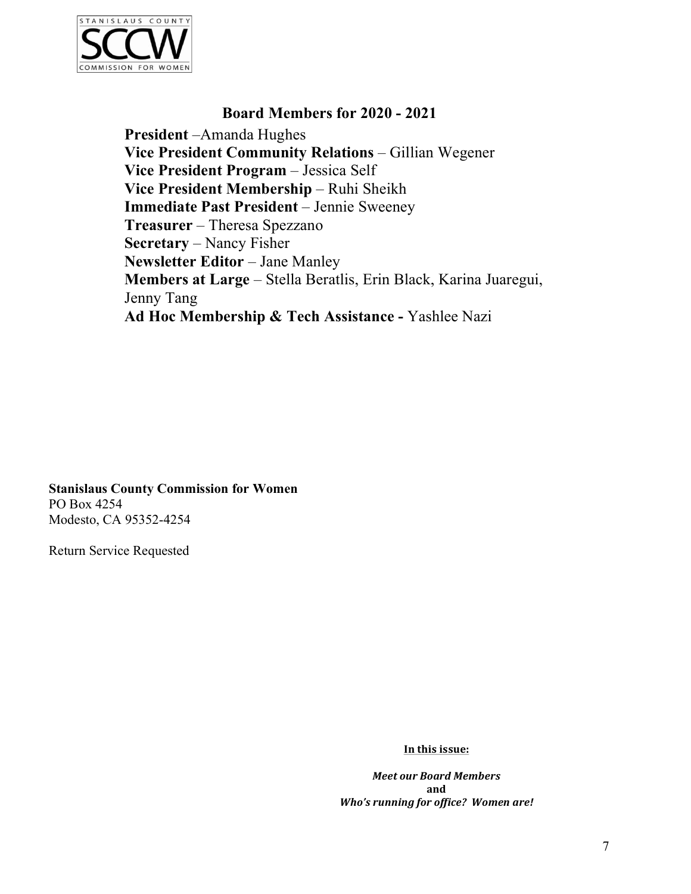STANISLAUS COUNTY

SCCW

COMMISSION FOR WOMEN

## Board Members for 2020 - 2021

**President** –Amanda Hughes
**Vice President Community Relations** – Gillian Wegener
**Vice President Program** – Jessica Self
**Vice President Membership** – Ruhi Sheikh
**Immediate Past President** – Jennie Sweeney
**Treasurer** – Theresa Spezzano
**Secretary** – Nancy Fisher
**Newsletter Editor** – Jane Manley
**Members at Large** – Stella Beratlis, Erin Black, Karina Juaregui, Jenny Tang
**Ad Hoc Membership & Tech Assistance -** Yashlee Nazi

**Stanislaus County Commission for Women**
PO Box 4254
Modesto, CA 95352-4254

Return Service Requested

**In this issue:**

***Meet our Board Members***
**and**
***Who's running for office? Women are!***